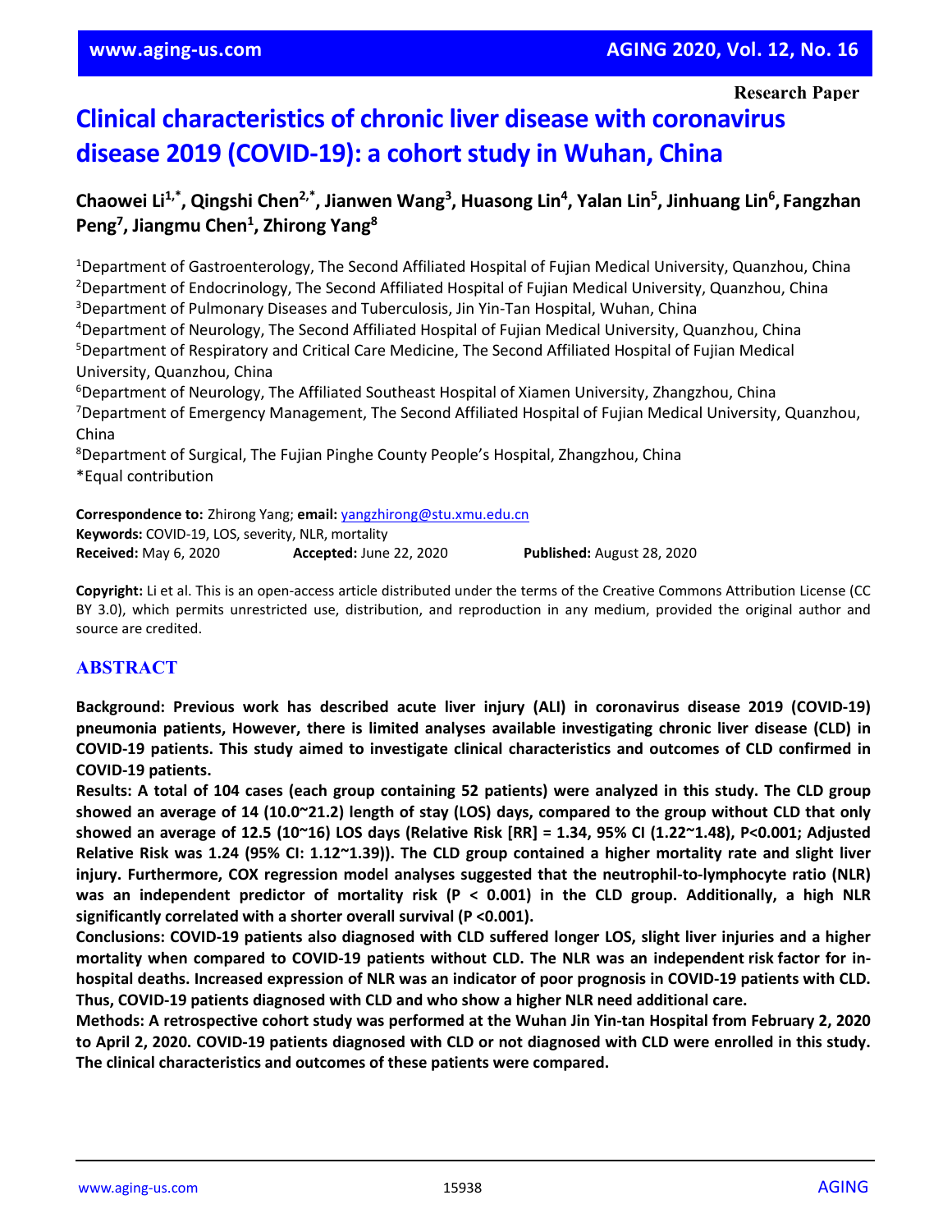Research Paper

# Clinical characteristics of chronic liver disease with coronavirus disease 2019 (COVID-19): a cohort study in Wuhan, China

**Chaowei Li[1,*], Qingshi Chen[2,*], Jianwen Wang[3], Huasong Lin[4], Yalan Lin[5], Jinhuang Lin[6], Fangzhan Peng[7], Jiangmu Chen[1], Zhirong Yang[8]**

[1]Department of Gastroenterology, The Second Affiliated Hospital of Fujian Medical University, Quanzhou, China
[2]Department of Endocrinology, The Second Affiliated Hospital of Fujian Medical University, Quanzhou, China
[3]Department of Pulmonary Diseases and Tuberculosis, Jin Yin-Tan Hospital, Wuhan, China
[4]Department of Neurology, The Second Affiliated Hospital of Fujian Medical University, Quanzhou, China
[5]Department of Respiratory and Critical Care Medicine, The Second Affiliated Hospital of Fujian Medical University, Quanzhou, China
[6]Department of Neurology, The Affiliated Southeast Hospital of Xiamen University, Zhangzhou, China
[7]Department of Emergency Management, The Second Affiliated Hospital of Fujian Medical University, Quanzhou, China
[8]Department of Surgical, The Fujian Pinghe County People's Hospital, Zhangzhou, China
*Equal contribution

**Correspondence to:** Zhirong Yang; **email:** yangzhirong@stu.xmu.edu.cn
**Keywords:** COVID-19, LOS, severity, NLR, mortality
**Received:** May 6, 2020 **Accepted:** June 22, 2020 **Published:** August 28, 2020

**Copyright:** Li et al. This is an open-access article distributed under the terms of the Creative Commons Attribution License (CC BY 3.0), which permits unrestricted use, distribution, and reproduction in any medium, provided the original author and source are credited.

## ABSTRACT

**Background: Previous work has described acute liver injury (ALI) in coronavirus disease 2019 (COVID-19) pneumonia patients, However, there is limited analyses available investigating chronic liver disease (CLD) in COVID-19 patients. This study aimed to investigate clinical characteristics and outcomes of CLD confirmed in COVID-19 patients.**

**Results: A total of 104 cases (each group containing 52 patients) were analyzed in this study. The CLD group showed an average of 14 (10.0~21.2) length of stay (LOS) days, compared to the group without CLD that only showed an average of 12.5 (10~16) LOS days (Relative Risk [RR] = 1.34, 95% CI (1.22~1.48), P<0.001; Adjusted Relative Risk was 1.24 (95% CI: 1.12~1.39)). The CLD group contained a higher mortality rate and slight liver injury. Furthermore, COX regression model analyses suggested that the neutrophil-to-lymphocyte ratio (NLR) was an independent predictor of mortality risk (P < 0.001) in the CLD group. Additionally, a high NLR significantly correlated with a shorter overall survival (P <0.001).**

**Conclusions: COVID-19 patients also diagnosed with CLD suffered longer LOS, slight liver injuries and a higher mortality when compared to COVID-19 patients without CLD. The NLR was an independent risk factor for in-hospital deaths. Increased expression of NLR was an indicator of poor prognosis in COVID-19 patients with CLD. Thus, COVID-19 patients diagnosed with CLD and who show a higher NLR need additional care.**

**Methods: A retrospective cohort study was performed at the Wuhan Jin Yin-tan Hospital from February 2, 2020 to April 2, 2020. COVID-19 patients diagnosed with CLD or not diagnosed with CLD were enrolled in this study. The clinical characteristics and outcomes of these patients were compared.**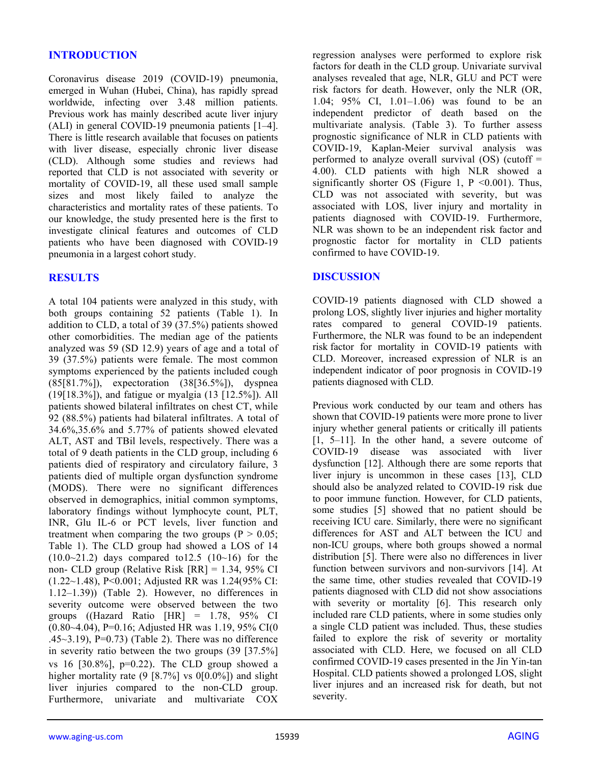## INTRODUCTION

Coronavirus disease 2019 (COVID-19) pneumonia, emerged in Wuhan (Hubei, China), has rapidly spread worldwide, infecting over 3.48 million patients. Previous work has mainly described acute liver injury (ALI) in general COVID-19 pneumonia patients [1–4]. There is little research available that focuses on patients with liver disease, especially chronic liver disease (CLD). Although some studies and reviews had reported that CLD is not associated with severity or mortality of COVID-19, all these used small sample sizes and most likely failed to analyze the characteristics and mortality rates of these patients. To our knowledge, the study presented here is the first to investigate clinical features and outcomes of CLD patients who have been diagnosed with COVID-19 pneumonia in a largest cohort study.

## RESULTS

A total 104 patients were analyzed in this study, with both groups containing 52 patients (Table 1). In addition to CLD, a total of 39 (37.5%) patients showed other comorbidities. The median age of the patients analyzed was 59 (SD 12.9) years of age and a total of 39 (37.5%) patients were female. The most common symptoms experienced by the patients included cough (85[81.7%]), expectoration (38[36.5%]), dyspnea (19[18.3%]), and fatigue or myalgia (13 [12.5%]). All patients showed bilateral infiltrates on chest CT, while 92 (88.5%) patients had bilateral infiltrates. A total of 34.6%,35.6% and 5.77% of patients showed elevated ALT, AST and TBil levels, respectively. There was a total of 9 death patients in the CLD group, including 6 patients died of respiratory and circulatory failure, 3 patients died of multiple organ dysfunction syndrome (MODS). There were no significant differences observed in demographics, initial common symptoms, laboratory findings without lymphocyte count, PLT, INR, Glu IL-6 or PCT levels, liver function and treatment when comparing the two groups ($P > 0.05$; Table 1). The CLD group had showed a LOS of 14 (10.0~21.2) days compared to12.5 (10~16) for the non- CLD group (Relative Risk [RR] = 1.34, 95% CI (1.22~1.48), P<0.001; Adjusted RR was 1.24(95% CI: 1.12–1.39)) (Table 2). However, no differences in severity outcome were observed between the two groups ((Hazard Ratio [HR] = 1.78, 95% CI (0.80~4.04), P=0.16; Adjusted HR was 1.19, 95% CI(0 .45~3.19), P=0.73) (Table 2). There was no difference in severity ratio between the two groups (39 [37.5%] vs 16 [30.8%], p=0.22). The CLD group showed a higher mortality rate (9 [8.7%] vs 0[0.0%]) and slight liver injuries compared to the non-CLD group. Furthermore, univariate and multivariate COX regression analyses were performed to explore risk factors for death in the CLD group. Univariate survival analyses revealed that age, NLR, GLU and PCT were risk factors for death. However, only the NLR (OR, 1.04; 95% CI, 1.01–1.06) was found to be an independent predictor of death based on the multivariate analysis. (Table 3). To further assess prognostic significance of NLR in CLD patients with COVID-19, Kaplan-Meier survival analysis was performed to analyze overall survival (OS) (cutoff = 4.00). CLD patients with high NLR showed a significantly shorter OS (Figure 1, P <0.001). Thus, CLD was not associated with severity, but was associated with LOS, liver injury and mortality in patients diagnosed with COVID-19. Furthermore, NLR was shown to be an independent risk factor and prognostic factor for mortality in CLD patients confirmed to have COVID-19.

## DISCUSSION

COVID-19 patients diagnosed with CLD showed a prolong LOS, slightly liver injuries and higher mortality rates compared to general COVID-19 patients. Furthermore, the NLR was found to be an independent risk factor for mortality in COVID-19 patients with CLD. Moreover, increased expression of NLR is an independent indicator of poor prognosis in COVID-19 patients diagnosed with CLD.

Previous work conducted by our team and others has shown that COVID-19 patients were more prone to liver injury whether general patients or critically ill patients [1, 5–11]. In the other hand, a severe outcome of COVID-19 disease was associated with liver dysfunction [12]. Although there are some reports that liver injury is uncommon in these cases [13], CLD should also be analyzed related to COVID-19 risk due to poor immune function. However, for CLD patients, some studies [5] showed that no patient should be receiving ICU care. Similarly, there were no significant differences for AST and ALT between the ICU and non-ICU groups, where both groups showed a normal distribution [5]. There were also no differences in liver function between survivors and non-survivors [14]. At the same time, other studies revealed that COVID-19 patients diagnosed with CLD did not show associations with severity or mortality [6]. This research only included rare CLD patients, where in some studies only a single CLD patient was included. Thus, these studies failed to explore the risk of severity or mortality associated with CLD. Here, we focused on all CLD confirmed COVID-19 cases presented in the Jin Yin-tan Hospital. CLD patients showed a prolonged LOS, slight liver injures and an increased risk for death, but not severity.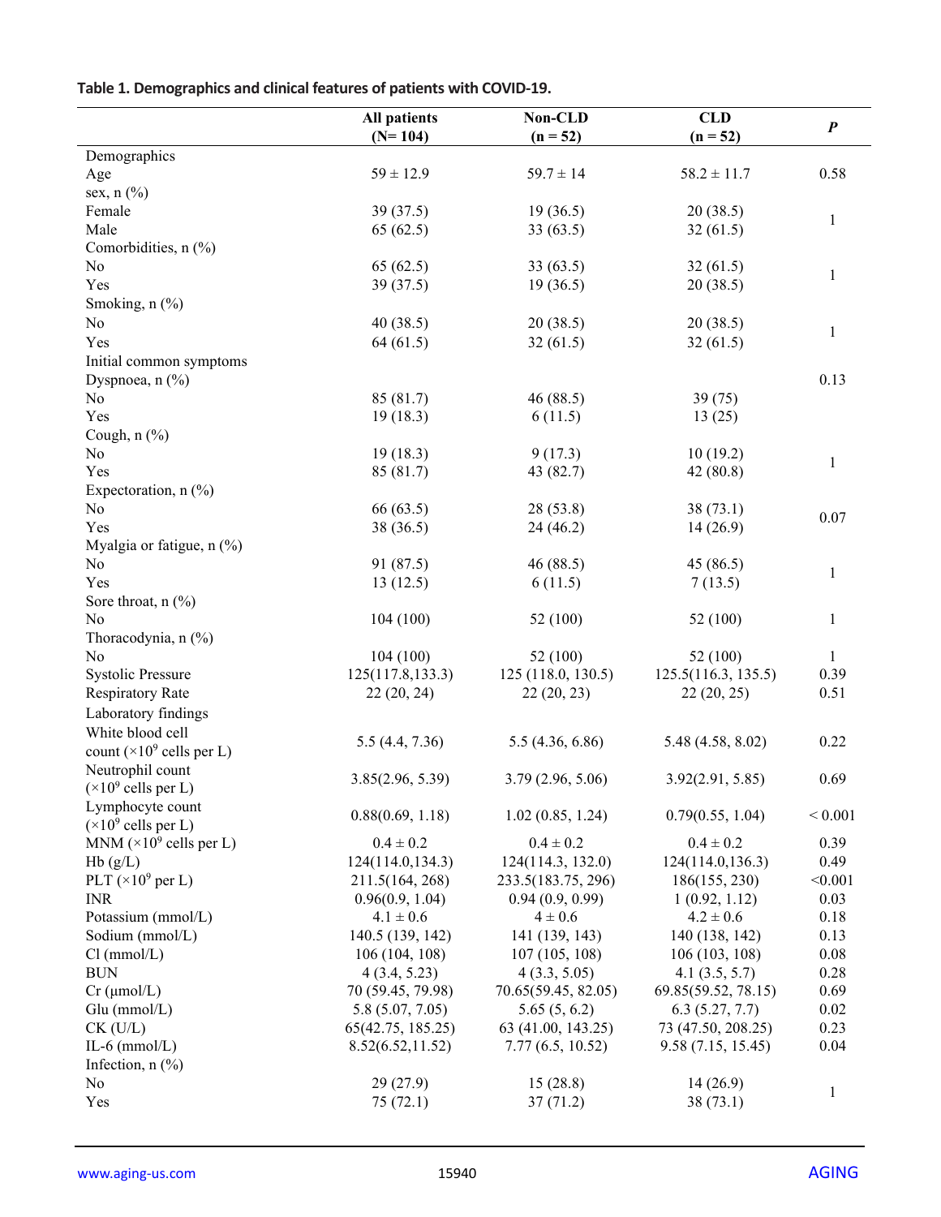**Table 1. Demographics and clinical features of patients with COVID-19.**

| | All patients (N= 104) | Non-CLD (n = 52) | CLD (n = 52) | ***P*** |
|---|---|---|---|---|
| Demographics | | | | |
| Age | 59 ± 12.9 | 59.7 ± 14 | 58.2 ± 11.7 | 0.58 |
| sex, n (%) | | | | |
| Female | 39 (37.5) | 19 (36.5) | 20 (38.5) | 1 |
| Male | 65 (62.5) | 33 (63.5) | 32 (61.5) | |
| Comorbidities, n (%) | | | | |
| No | 65 (62.5) | 33 (63.5) | 32 (61.5) | 1 |
| Yes | 39 (37.5) | 19 (36.5) | 20 (38.5) | |
| Smoking, n (%) | | | | |
| No | 40 (38.5) | 20 (38.5) | 20 (38.5) | 1 |
| Yes | 64 (61.5) | 32 (61.5) | 32 (61.5) | |
| Initial common symptoms | | | | |
| Dyspnoea, n (%) | | | | 0.13 |
| No | 85 (81.7) | 46 (88.5) | 39 (75) | |
| Yes | 19 (18.3) | 6 (11.5) | 13 (25) | |
| Cough, n (%) | | | | |
| No | 19 (18.3) | 9 (17.3) | 10 (19.2) | 1 |
| Yes | 85 (81.7) | 43 (82.7) | 42 (80.8) | |
| Expectoration, n (%) | | | | |
| No | 66 (63.5) | 28 (53.8) | 38 (73.1) | 0.07 |
| Yes | 38 (36.5) | 24 (46.2) | 14 (26.9) | |
| Myalgia or fatigue, n (%) | | | | |
| No | 91 (87.5) | 46 (88.5) | 45 (86.5) | 1 |
| Yes | 13 (12.5) | 6 (11.5) | 7 (13.5) | |
| Sore throat, n (%) | | | | |
| No | 104 (100) | 52 (100) | 52 (100) | 1 |
| Thoracodynia, n (%) | | | | |
| No | 104 (100) | 52 (100) | 52 (100) | 1 |
| Systolic Pressure | 125(117.8,133.3) | 125 (118.0, 130.5) | 125.5(116.3, 135.5) | 0.39 |
| Respiratory Rate | 22 (20, 24) | 22 (20, 23) | 22 (20, 25) | 0.51 |
| Laboratory findings | | | | |
| White blood cell count ($\times 10^9$ cells per L) | 5.5 (4.4, 7.36) | 5.5 (4.36, 6.86) | 5.48 (4.58, 8.02) | 0.22 |
| Neutrophil count ($\times 10^9$ cells per L) | 3.85(2.96, 5.39) | 3.79 (2.96, 5.06) | 3.92(2.91, 5.85) | 0.69 |
| Lymphocyte count ($\times 10^9$ cells per L) | 0.88(0.69, 1.18) | 1.02 (0.85, 1.24) | 0.79(0.55, 1.04) | < 0.001 |
| MNM ($\times 10^9$ cells per L) | 0.4 ± 0.2 | 0.4 ± 0.2 | 0.4 ± 0.2 | 0.39 |
| Hb (g/L) | 124(114.0,134.3) | 124(114.3, 132.0) | 124(114.0,136.3) | 0.49 |
| PLT ($\times 10^9$ per L) | 211.5(164, 268) | 233.5(183.75, 296) | 186(155, 230) | <0.001 |
| INR | 0.96(0.9, 1.04) | 0.94 (0.9, 0.99) | 1 (0.92, 1.12) | 0.03 |
| Potassium (mmol/L) | 4.1 ± 0.6 | 4 ± 0.6 | 4.2 ± 0.6 | 0.18 |
| Sodium (mmol/L) | 140.5 (139, 142) | 141 (139, 143) | 140 (138, 142) | 0.13 |
| Cl (mmol/L) | 106 (104, 108) | 107 (105, 108) | 106 (103, 108) | 0.08 |
| BUN | 4 (3.4, 5.23) | 4 (3.3, 5.05) | 4.1 (3.5, 5.7) | 0.28 |
| Cr (μmol/L) | 70 (59.45, 79.98) | 70.65(59.45, 82.05) | 69.85(59.52, 78.15) | 0.69 |
| Glu (mmol/L) | 5.8 (5.07, 7.05) | 5.65 (5, 6.2) | 6.3 (5.27, 7.7) | 0.02 |
| CK (U/L) | 65(42.75, 185.25) | 63 (41.00, 143.25) | 73 (47.50, 208.25) | 0.23 |
| IL-6 (mmol/L) | 8.52(6.52,11.52) | 7.77 (6.5, 10.52) | 9.58 (7.15, 15.45) | 0.04 |
| Infection, n (%) | | | | |
| No | 29 (27.9) | 15 (28.8) | 14 (26.9) | 1 |
| Yes | 75 (72.1) | 37 (71.2) | 38 (73.1) | |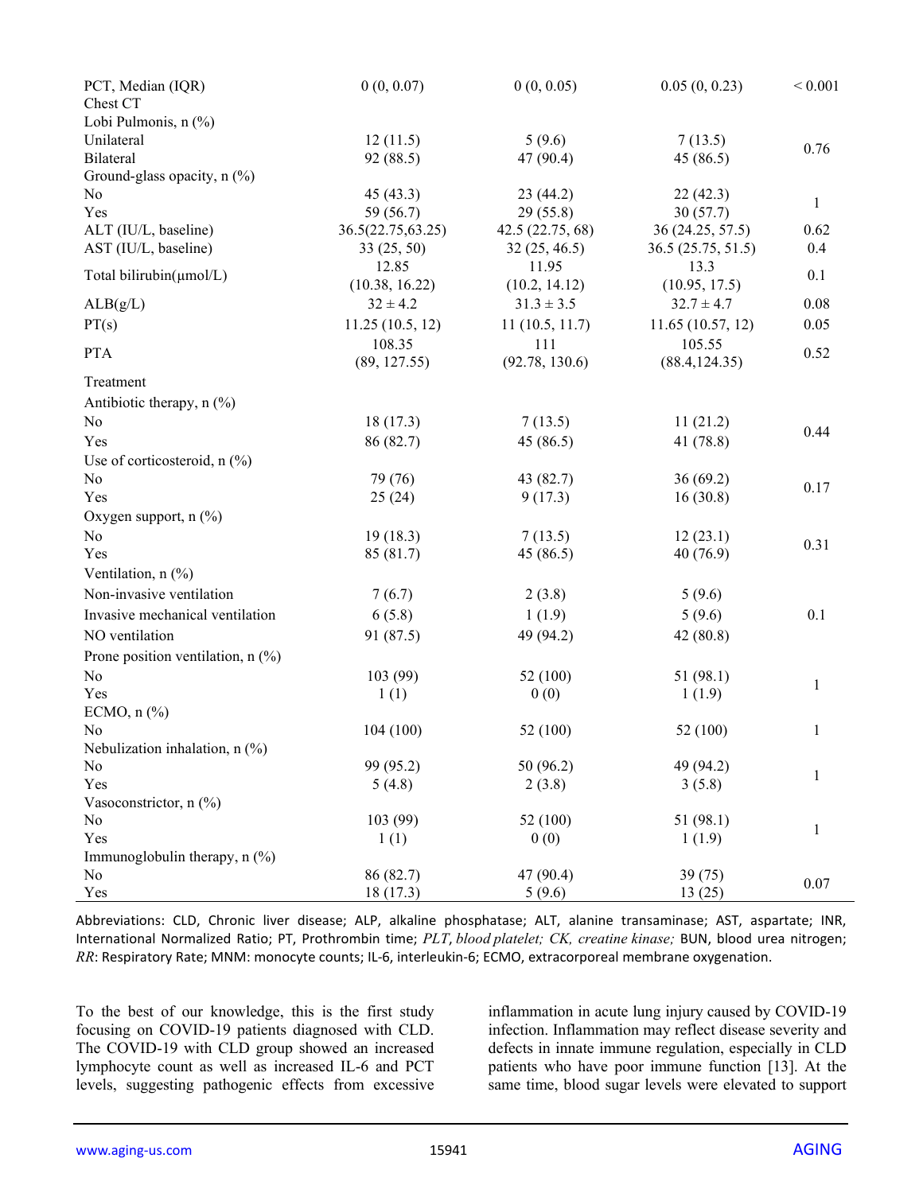| | | | | |
|---|---|---|---|---|
| PCT, Median (IQR) | 0 (0, 0.07) | 0 (0, 0.05) | 0.05 (0, 0.23) | < 0.001 |
| Chest CT | | | | |
| Lobi Pulmonis, n (%) | | | | |
| Unilateral | 12 (11.5) | 5 (9.6) | 7 (13.5) | 0.76 |
| Bilateral | 92 (88.5) | 47 (90.4) | 45 (86.5) | |
| Ground-glass opacity, n (%) | | | | |
| No | 45 (43.3) | 23 (44.2) | 22 (42.3) | 1 |
| Yes | 59 (56.7) | 29 (55.8) | 30 (57.7) | |
| ALT (IU/L, baseline) | 36.5(22.75,63.25) | 42.5 (22.75, 68) | 36 (24.25, 57.5) | 0.62 |
| AST (IU/L, baseline) | 33 (25, 50) | 32 (25, 46.5) | 36.5 (25.75, 51.5) | 0.4 |
| Total bilirubin(μmol/L) | 12.85 (10.38, 16.22) | 11.95 (10.2, 14.12) | 13.3 (10.95, 17.5) | 0.1 |
| ALB(g/L) | 32 ± 4.2 | 31.3 ± 3.5 | 32.7 ± 4.7 | 0.08 |
| PT(s) | 11.25 (10.5, 12) | 11 (10.5, 11.7) | 11.65 (10.57, 12) | 0.05 |
| PTA | 108.35 (89, 127.55) | 111 (92.78, 130.6) | 105.55 (88.4,124.35) | 0.52 |
| Treatment | | | | |
| Antibiotic therapy, n (%) | | | | |
| No | 18 (17.3) | 7 (13.5) | 11 (21.2) | 0.44 |
| Yes | 86 (82.7) | 45 (86.5) | 41 (78.8) | |
| Use of corticosteroid, n (%) | | | | |
| No | 79 (76) | 43 (82.7) | 36 (69.2) | 0.17 |
| Yes | 25 (24) | 9 (17.3) | 16 (30.8) | |
| Oxygen support, n (%) | | | | |
| No | 19 (18.3) | 7 (13.5) | 12 (23.1) | 0.31 |
| Yes | 85 (81.7) | 45 (86.5) | 40 (76.9) | |
| Ventilation, n (%) | | | | |
| Non-invasive ventilation | 7 (6.7) | 2 (3.8) | 5 (9.6) | |
| Invasive mechanical ventilation | 6 (5.8) | 1 (1.9) | 5 (9.6) | 0.1 |
| NO ventilation | 91 (87.5) | 49 (94.2) | 42 (80.8) | |
| Prone position ventilation, n (%) | | | | |
| No | 103 (99) | 52 (100) | 51 (98.1) | 1 |
| Yes | 1 (1) | 0 (0) | 1 (1.9) | |
| ECMO, n (%) | | | | |
| No | 104 (100) | 52 (100) | 52 (100) | 1 |
| Nebulization inhalation, n (%) | | | | |
| No | 99 (95.2) | 50 (96.2) | 49 (94.2) | 1 |
| Yes | 5 (4.8) | 2 (3.8) | 3 (5.8) | |
| Vasoconstrictor, n (%) | | | | |
| No | 103 (99) | 52 (100) | 51 (98.1) | 1 |
| Yes | 1 (1) | 0 (0) | 1 (1.9) | |
| Immunoglobulin therapy, n (%) | | | | |
| No | 86 (82.7) | 47 (90.4) | 39 (75) | 0.07 |
| Yes | 18 (17.3) | 5 (9.6) | 13 (25) | |

Abbreviations: CLD, Chronic liver disease; ALP, alkaline phosphatase; ALT, alanine transaminase; AST, aspartate; INR, International Normalized Ratio; PT, Prothrombin time; *PLT, blood platelet; CK, creatine kinase;* BUN, blood urea nitrogen; *RR*: Respiratory Rate; MNM: monocyte counts; IL-6, interleukin-6; ECMO, extracorporeal membrane oxygenation.

To the best of our knowledge, this is the first study focusing on COVID-19 patients diagnosed with CLD. The COVID-19 with CLD group showed an increased lymphocyte count as well as increased IL-6 and PCT levels, suggesting pathogenic effects from excessive inflammation in acute lung injury caused by COVID-19 infection. Inflammation may reflect disease severity and defects in innate immune regulation, especially in CLD patients who have poor immune function [13]. At the same time, blood sugar levels were elevated to support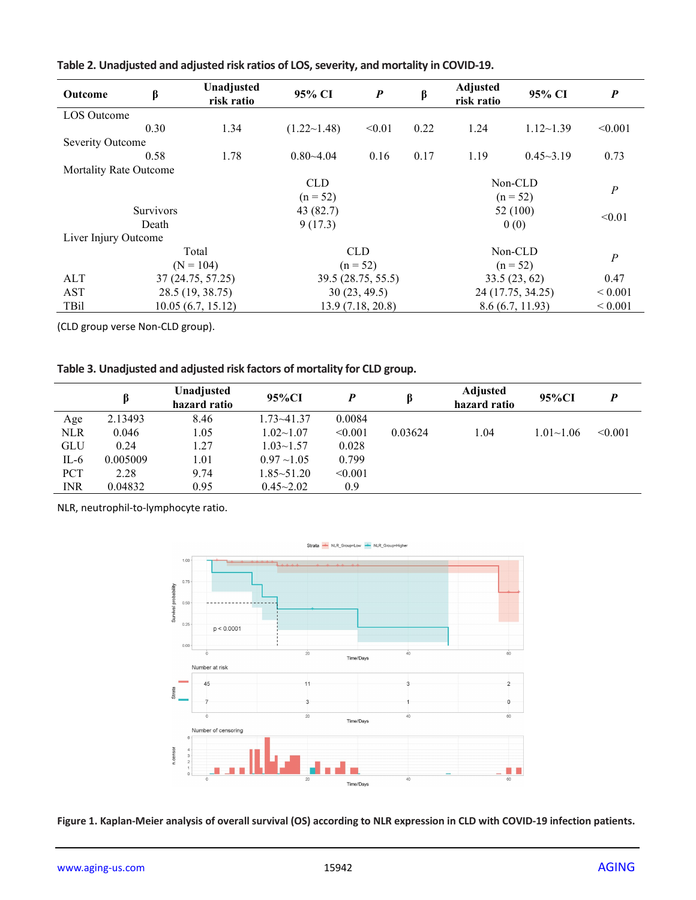**Table 2. Unadjusted and adjusted risk ratios of LOS, severity, and mortality in COVID-19.**

| Outcome | β | Unadjusted risk ratio | 95% CI | *P* | β | Adjusted risk ratio | 95% CI | *P* |
|---|---|---|---|---|---|---|---|---|
| LOS Outcome | | | | | | | | |
| | 0.30 | 1.34 | (1.22~1.48) | <0.01 | 0.22 | 1.24 | 1.12~1.39 | <0.001 |
| Severity Outcome | | | | | | | | |
| | 0.58 | 1.78 | 0.80~4.04 | 0.16 | 0.17 | 1.19 | 0.45~3.19 | 0.73 |
| Mortality Rate Outcome | | | | | | | | |
| | | | CLD (n = 52) | | | Non-CLD (n = 52) | | *P* |
| | Survivors | | 43 (82.7) | | | 52 (100) | | <0.01 |
| | Death | | 9 (17.3) | | | 0 (0) | | |
| Liver Injury Outcome | | | | | | | | |
| | | Total (N = 104) | | CLD (n = 52) | | Non-CLD (n = 52) | | *P* |
| ALT | | 37 (24.75, 57.25) | | 39.5 (28.75, 55.5) | | 33.5 (23, 62) | | 0.47 |
| AST | | 28.5 (19, 38.75) | | 30 (23, 49.5) | | 24 (17.75, 34.25) | | < 0.001 |
| TBil | | 10.05 (6.7, 15.12) | | 13.9 (7.18, 20.8) | | 8.6 (6.7, 11.93) | | < 0.001 |

(CLD group verse Non-CLD group).

**Table 3. Unadjusted and adjusted risk factors of mortality for CLD group.**

| | β | Unadjusted hazard ratio | 95%CI | *P* | β | Adjusted hazard ratio | 95%CI | *P* |
|---|---|---|---|---|---|---|---|---|
| Age | 2.13493 | 8.46 | 1.73~41.37 | 0.0084 | | | | |
| NLR | 0.046 | 1.05 | 1.02~1.07 | <0.001 | 0.03624 | 1.04 | 1.01~1.06 | <0.001 |
| GLU | 0.24 | 1.27 | 1.03~1.57 | 0.028 | | | | |
| IL-6 | 0.005009 | 1.01 | 0.97 ~1.05 | 0.799 | | | | |
| PCT | 2.28 | 9.74 | 1.85~51.20 | <0.001 | | | | |
| INR | 0.04832 | 0.95 | 0.45~2.02 | 0.9 | | | | |

NLR, neutrophil-to-lymphocyte ratio.

**Figure 1. Kaplan-Meier analysis of overall survival (OS) according to NLR expression in CLD with COVID-19 infection patients.**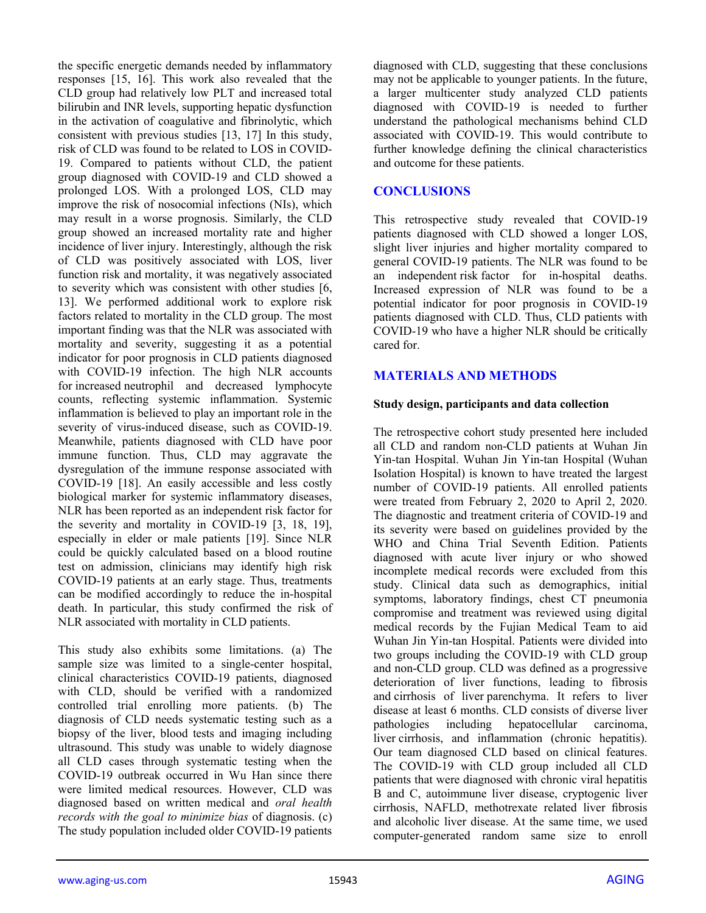the specific energetic demands needed by inflammatory responses [15, 16]. This work also revealed that the CLD group had relatively low PLT and increased total bilirubin and INR levels, supporting hepatic dysfunction in the activation of coagulative and fibrinolytic, which consistent with previous studies [13, 17] In this study, risk of CLD was found to be related to LOS in COVID-19. Compared to patients without CLD, the patient group diagnosed with COVID-19 and CLD showed a prolonged LOS. With a prolonged LOS, CLD may improve the risk of nosocomial infections (NIs), which may result in a worse prognosis. Similarly, the CLD group showed an increased mortality rate and higher incidence of liver injury. Interestingly, although the risk of CLD was positively associated with LOS, liver function risk and mortality, it was negatively associated to severity which was consistent with other studies [6, 13]. We performed additional work to explore risk factors related to mortality in the CLD group. The most important finding was that the NLR was associated with mortality and severity, suggesting it as a potential indicator for poor prognosis in CLD patients diagnosed with COVID-19 infection. The high NLR accounts for increased neutrophil and decreased lymphocyte counts, reflecting systemic inflammation. Systemic inflammation is believed to play an important role in the severity of virus-induced disease, such as COVID-19. Meanwhile, patients diagnosed with CLD have poor immune function. Thus, CLD may aggravate the dysregulation of the immune response associated with COVID-19 [18]. An easily accessible and less costly biological marker for systemic inflammatory diseases, NLR has been reported as an independent risk factor for the severity and mortality in COVID-19 [3, 18, 19], especially in elder or male patients [19]. Since NLR could be quickly calculated based on a blood routine test on admission, clinicians may identify high risk COVID-19 patients at an early stage. Thus, treatments can be modified accordingly to reduce the in-hospital death. In particular, this study confirmed the risk of NLR associated with mortality in CLD patients.

This study also exhibits some limitations. (a) The sample size was limited to a single-center hospital, clinical characteristics COVID-19 patients, diagnosed with CLD, should be verified with a randomized controlled trial enrolling more patients. (b) The diagnosis of CLD needs systematic testing such as a biopsy of the liver, blood tests and imaging including ultrasound. This study was unable to widely diagnose all CLD cases through systematic testing when the COVID-19 outbreak occurred in Wu Han since there were limited medical resources. However, CLD was diagnosed based on written medical and *oral health records with the goal to minimize bias* of diagnosis. (c) The study population included older COVID-19 patients diagnosed with CLD, suggesting that these conclusions may not be applicable to younger patients. In the future, a larger multicenter study analyzed CLD patients diagnosed with COVID-19 is needed to further understand the pathological mechanisms behind CLD associated with COVID-19. This would contribute to further knowledge defining the clinical characteristics and outcome for these patients.

## CONCLUSIONS

This retrospective study revealed that COVID-19 patients diagnosed with CLD showed a longer LOS, slight liver injuries and higher mortality compared to general COVID-19 patients. The NLR was found to be an independent risk factor for in-hospital deaths. Increased expression of NLR was found to be a potential indicator for poor prognosis in COVID-19 patients diagnosed with CLD. Thus, CLD patients with COVID-19 who have a higher NLR should be critically cared for.

## MATERIALS AND METHODS

### Study design, participants and data collection

The retrospective cohort study presented here included all CLD and random non-CLD patients at Wuhan Jin Yin-tan Hospital. Wuhan Jin Yin-tan Hospital (Wuhan Isolation Hospital) is known to have treated the largest number of COVID-19 patients. All enrolled patients were treated from February 2, 2020 to April 2, 2020. The diagnostic and treatment criteria of COVID-19 and its severity were based on guidelines provided by the WHO and China Trial Seventh Edition. Patients diagnosed with acute liver injury or who showed incomplete medical records were excluded from this study. Clinical data such as demographics, initial symptoms, laboratory findings, chest CT pneumonia compromise and treatment was reviewed using digital medical records by the Fujian Medical Team to aid Wuhan Jin Yin-tan Hospital. Patients were divided into two groups including the COVID-19 with CLD group and non-CLD group. CLD was defined as a progressive deterioration of liver functions, leading to fibrosis and cirrhosis of liver parenchyma. It refers to liver disease at least 6 months. CLD consists of diverse liver pathologies including hepatocellular carcinoma, liver cirrhosis, and inflammation (chronic hepatitis). Our team diagnosed CLD based on clinical features. The COVID-19 with CLD group included all CLD patients that were diagnosed with chronic viral hepatitis B and C, autoimmune liver disease, cryptogenic liver cirrhosis, NAFLD, methotrexate related liver fibrosis and alcoholic liver disease. At the same time, we used computer-generated random same size to enroll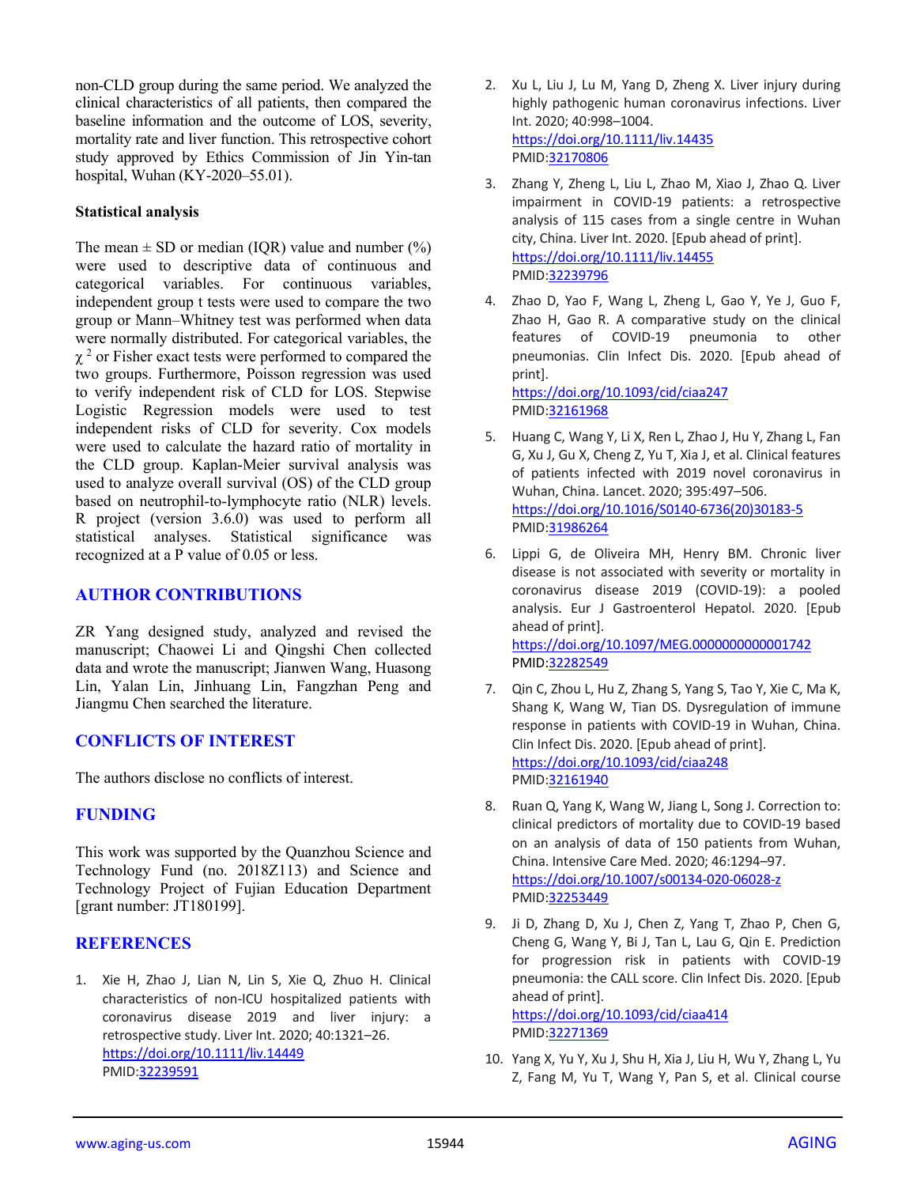non-CLD group during the same period. We analyzed the clinical characteristics of all patients, then compared the baseline information and the outcome of LOS, severity, mortality rate and liver function. This retrospective cohort study approved by Ethics Commission of Jin Yin-tan hospital, Wuhan (KY-2020–55.01).

### Statistical analysis

The mean ± SD or median (IQR) value and number (%) were used to descriptive data of continuous and categorical variables. For continuous variables, independent group t tests were used to compare the two group or Mann–Whitney test was performed when data were normally distributed. For categorical variables, the $\chi^2$ or Fisher exact tests were performed to compared the two groups. Furthermore, Poisson regression was used to verify independent risk of CLD for LOS. Stepwise Logistic Regression models were used to test independent risks of CLD for severity. Cox models were used to calculate the hazard ratio of mortality in the CLD group. Kaplan-Meier survival analysis was used to analyze overall survival (OS) of the CLD group based on neutrophil-to-lymphocyte ratio (NLR) levels. R project (version 3.6.0) was used to perform all statistical analyses. Statistical significance was recognized at a P value of 0.05 or less.

## AUTHOR CONTRIBUTIONS

ZR Yang designed study, analyzed and revised the manuscript; Chaowei Li and Qingshi Chen collected data and wrote the manuscript; Jianwen Wang, Huasong Lin, Yalan Lin, Jinhuang Lin, Fangzhan Peng and Jiangmu Chen searched the literature.

## CONFLICTS OF INTEREST

The authors disclose no conflicts of interest.

## FUNDING

This work was supported by the Quanzhou Science and Technology Fund (no. 2018Z113) and Science and Technology Project of Fujian Education Department [grant number: JT180199].

## REFERENCES

1. Xie H, Zhao J, Lian N, Lin S, Xie Q, Zhuo H. Clinical characteristics of non-ICU hospitalized patients with coronavirus disease 2019 and liver injury: a retrospective study. Liver Int. 2020; 40:1321–26. https://doi.org/10.1111/liv.14449 PMID:32239591

2. Xu L, Liu J, Lu M, Yang D, Zheng X. Liver injury during highly pathogenic human coronavirus infections. Liver Int. 2020; 40:998–1004. https://doi.org/10.1111/liv.14435 PMID:32170806

3. Zhang Y, Zheng L, Liu L, Zhao M, Xiao J, Zhao Q. Liver impairment in COVID-19 patients: a retrospective analysis of 115 cases from a single centre in Wuhan city, China. Liver Int. 2020. [Epub ahead of print]. https://doi.org/10.1111/liv.14455 PMID:32239796

4. Zhao D, Yao F, Wang L, Zheng L, Gao Y, Ye J, Guo F, Zhao H, Gao R. A comparative study on the clinical features of COVID-19 pneumonia to other pneumonias. Clin Infect Dis. 2020. [Epub ahead of print]. https://doi.org/10.1093/cid/ciaa247 PMID:32161968

5. Huang C, Wang Y, Li X, Ren L, Zhao J, Hu Y, Zhang L, Fan G, Xu J, Gu X, Cheng Z, Yu T, Xia J, et al. Clinical features of patients infected with 2019 novel coronavirus in Wuhan, China. Lancet. 2020; 395:497–506. https://doi.org/10.1016/S0140-6736(20)30183-5 PMID:31986264

6. Lippi G, de Oliveira MH, Henry BM. Chronic liver disease is not associated with severity or mortality in coronavirus disease 2019 (COVID-19): a pooled analysis. Eur J Gastroenterol Hepatol. 2020. [Epub ahead of print]. https://doi.org/10.1097/MEG.0000000000001742 PMID:32282549

7. Qin C, Zhou L, Hu Z, Zhang S, Yang S, Tao Y, Xie C, Ma K, Shang K, Wang W, Tian DS. Dysregulation of immune response in patients with COVID-19 in Wuhan, China. Clin Infect Dis. 2020. [Epub ahead of print]. https://doi.org/10.1093/cid/ciaa248 PMID:32161940

8. Ruan Q, Yang K, Wang W, Jiang L, Song J. Correction to: clinical predictors of mortality due to COVID-19 based on an analysis of data of 150 patients from Wuhan, China. Intensive Care Med. 2020; 46:1294–97. https://doi.org/10.1007/s00134-020-06028-z PMID:32253449

9. Ji D, Zhang D, Xu J, Chen Z, Yang T, Zhao P, Chen G, Cheng G, Wang Y, Bi J, Tan L, Lau G, Qin E. Prediction for progression risk in patients with COVID-19 pneumonia: the CALL score. Clin Infect Dis. 2020. [Epub ahead of print]. https://doi.org/10.1093/cid/ciaa414 PMID:32271369

10. Yang X, Yu Y, Xu J, Shu H, Xia J, Liu H, Wu Y, Zhang L, Yu Z, Fang M, Yu T, Wang Y, Pan S, et al. Clinical course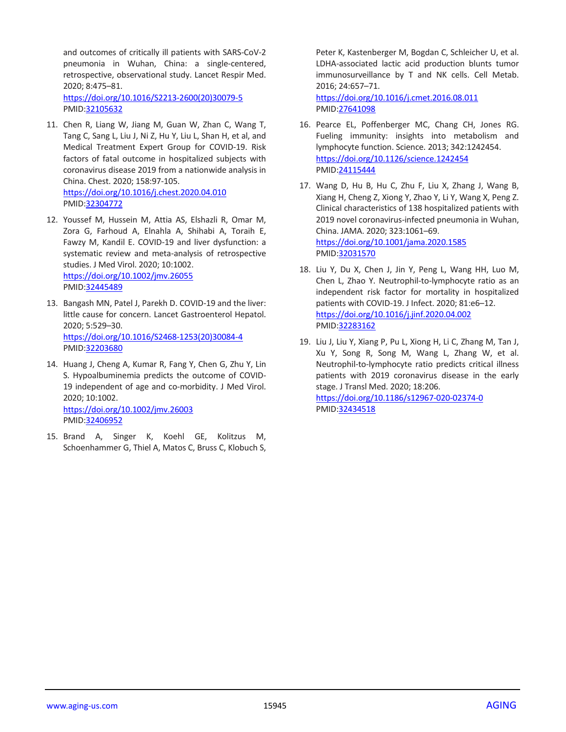and outcomes of critically ill patients with SARS-CoV-2 pneumonia in Wuhan, China: a single-centered, retrospective, observational study. Lancet Respir Med. 2020; 8:475–81.
https://doi.org/10.1016/S2213-2600(20)30079-5
PMID:32105632

11. Chen R, Liang W, Jiang M, Guan W, Zhan C, Wang T, Tang C, Sang L, Liu J, Ni Z, Hu Y, Liu L, Shan H, et al, and Medical Treatment Expert Group for COVID-19. Risk factors of fatal outcome in hospitalized subjects with coronavirus disease 2019 from a nationwide analysis in China. Chest. 2020; 158:97-105.
https://doi.org/10.1016/j.chest.2020.04.010
PMID:32304772

12. Youssef M, Hussein M, Attia AS, Elshazli R, Omar M, Zora G, Farhoud A, Elnahla A, Shihabi A, Toraih E, Fawzy M, Kandil E. COVID-19 and liver dysfunction: a systematic review and meta-analysis of retrospective studies. J Med Virol. 2020; 10:1002.
https://doi.org/10.1002/jmv.26055
PMID:32445489

13. Bangash MN, Patel J, Parekh D. COVID-19 and the liver: little cause for concern. Lancet Gastroenterol Hepatol. 2020; 5:529–30.
https://doi.org/10.1016/S2468-1253(20)30084-4
PMID:32203680

14. Huang J, Cheng A, Kumar R, Fang Y, Chen G, Zhu Y, Lin S. Hypoalbuminemia predicts the outcome of COVID-19 independent of age and co-morbidity. J Med Virol. 2020; 10:1002.
https://doi.org/10.1002/jmv.26003
PMID:32406952

15. Brand A, Singer K, Koehl GE, Kolitzus M, Schoenhammer G, Thiel A, Matos C, Bruss C, Klobuch S, Peter K, Kastenberger M, Bogdan C, Schleicher U, et al. LDHA-associated lactic acid production blunts tumor immunosurveillance by T and NK cells. Cell Metab. 2016; 24:657–71.
https://doi.org/10.1016/j.cmet.2016.08.011
PMID:27641098

16. Pearce EL, Poffenberger MC, Chang CH, Jones RG. Fueling immunity: insights into metabolism and lymphocyte function. Science. 2013; 342:1242454.
https://doi.org/10.1126/science.1242454
PMID:24115444

17. Wang D, Hu B, Hu C, Zhu F, Liu X, Zhang J, Wang B, Xiang H, Cheng Z, Xiong Y, Zhao Y, Li Y, Wang X, Peng Z. Clinical characteristics of 138 hospitalized patients with 2019 novel coronavirus-infected pneumonia in Wuhan, China. JAMA. 2020; 323:1061–69.
https://doi.org/10.1001/jama.2020.1585
PMID:32031570

18. Liu Y, Du X, Chen J, Jin Y, Peng L, Wang HH, Luo M, Chen L, Zhao Y. Neutrophil-to-lymphocyte ratio as an independent risk factor for mortality in hospitalized patients with COVID-19. J Infect. 2020; 81:e6–12.
https://doi.org/10.1016/j.jinf.2020.04.002
PMID:32283162

19. Liu J, Liu Y, Xiang P, Pu L, Xiong H, Li C, Zhang M, Tan J, Xu Y, Song R, Song M, Wang L, Zhang W, et al. Neutrophil-to-lymphocyte ratio predicts critical illness patients with 2019 coronavirus disease in the early stage. J Transl Med. 2020; 18:206.
https://doi.org/10.1186/s12967-020-02374-0
PMID:32434518